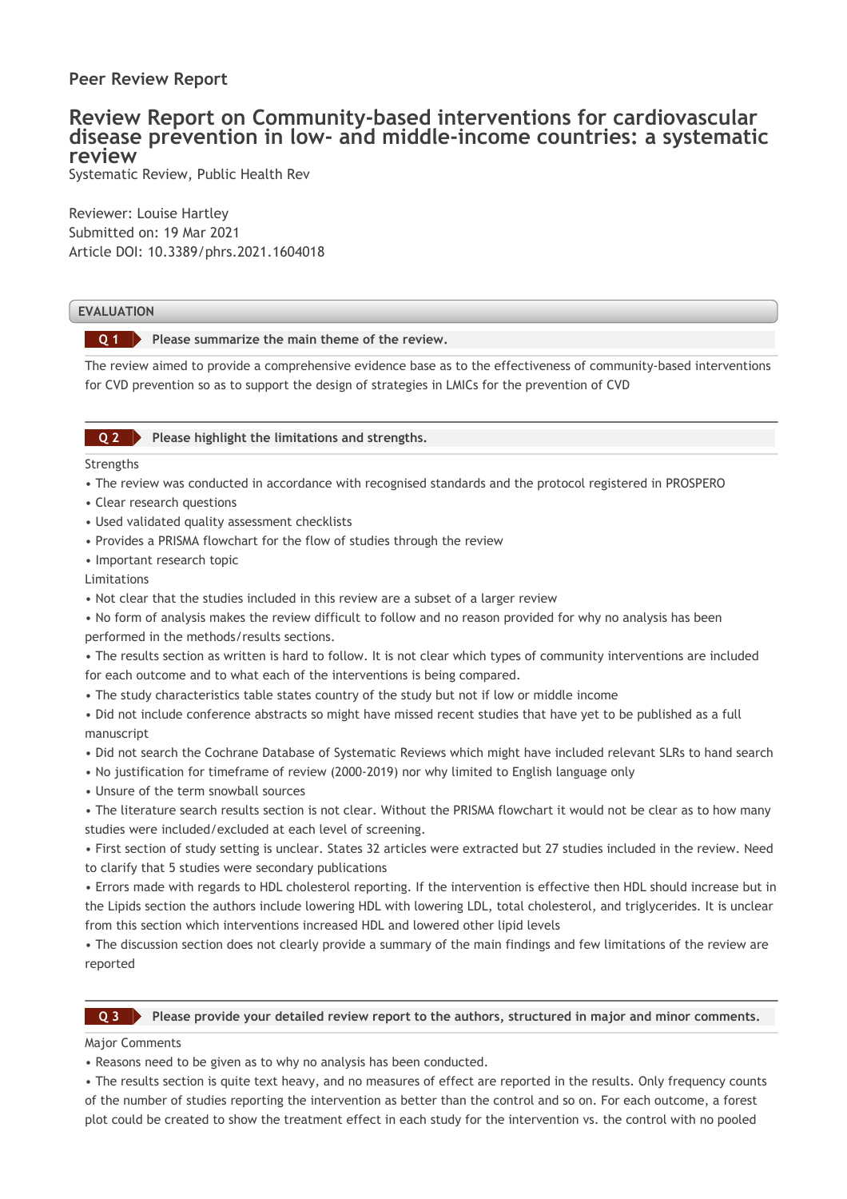## Peer Review Report

# Review Report on Community-based interventions for cardiovascular disease prevention in low- and middle-income countries: a systematic review

Systematic Review, Public Health Rev

Reviewer: Louise Hartley
Submitted on: 19 Mar 2021
Article DOI: 10.3389/phrs.2021.1604018

## EVALUATION

### Q 1 Please summarize the main theme of the review.

The review aimed to provide a comprehensive evidence base as to the effectiveness of community-based interventions for CVD prevention so as to support the design of strategies in LMICs for the prevention of CVD

### Q 2 Please highlight the limitations and strengths.

Strengths

- The review was conducted in accordance with recognised standards and the protocol registered in PROSPERO
- Clear research questions
- Used validated quality assessment checklists
- Provides a PRISMA flowchart for the flow of studies through the review
- Important research topic

Limitations

- Not clear that the studies included in this review are a subset of a larger review
- No form of analysis makes the review difficult to follow and no reason provided for why no analysis has been performed in the methods/results sections.
- The results section as written is hard to follow. It is not clear which types of community interventions are included for each outcome and to what each of the interventions is being compared.
- The study characteristics table states country of the study but not if low or middle income
- Did not include conference abstracts so might have missed recent studies that have yet to be published as a full manuscript
- Did not search the Cochrane Database of Systematic Reviews which might have included relevant SLRs to hand search
- No justification for timeframe of review (2000-2019) nor why limited to English language only
- Unsure of the term snowball sources
- The literature search results section is not clear. Without the PRISMA flowchart it would not be clear as to how many studies were included/excluded at each level of screening.
- First section of study setting is unclear. States 32 articles were extracted but 27 studies included in the review. Need to clarify that 5 studies were secondary publications
- Errors made with regards to HDL cholesterol reporting. If the intervention is effective then HDL should increase but in the Lipids section the authors include lowering HDL with lowering LDL, total cholesterol, and triglycerides. It is unclear from this section which interventions increased HDL and lowered other lipid levels
- The discussion section does not clearly provide a summary of the main findings and few limitations of the review are reported

### Q 3 Please provide your detailed review report to the authors, structured in major and minor comments.

Major Comments

- Reasons need to be given as to why no analysis has been conducted.
- The results section is quite text heavy, and no measures of effect are reported in the results. Only frequency counts of the number of studies reporting the intervention as better than the control and so on. For each outcome, a forest plot could be created to show the treatment effect in each study for the intervention vs. the control with no pooled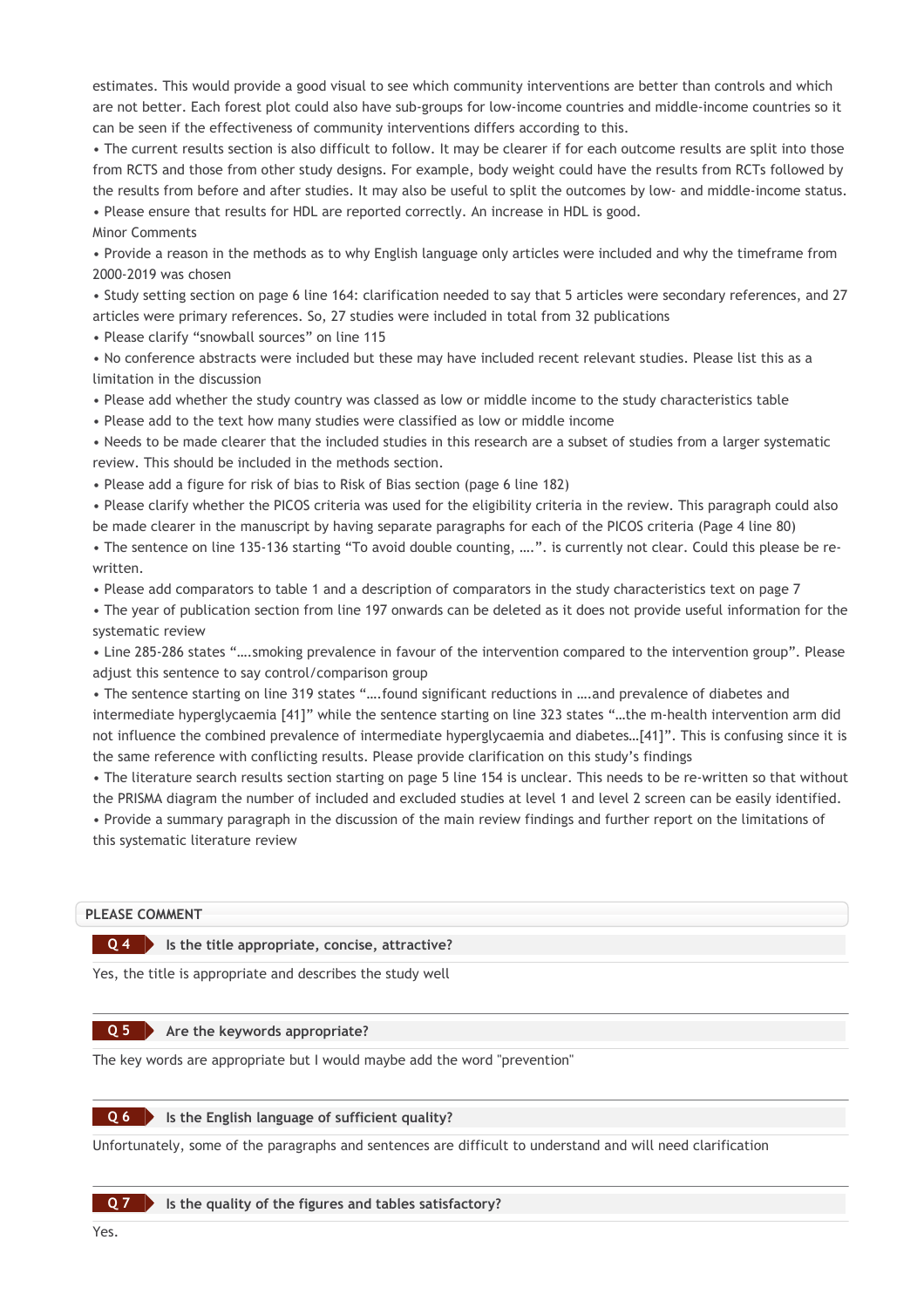estimates. This would provide a good visual to see which community interventions are better than controls and which are not better. Each forest plot could also have sub-groups for low-income countries and middle-income countries so it can be seen if the effectiveness of community interventions differs according to this.

• The current results section is also difficult to follow. It may be clearer if for each outcome results are split into those from RCTS and those from other study designs. For example, body weight could have the results from RCTs followed by the results from before and after studies. It may also be useful to split the outcomes by low- and middle-income status.

• Please ensure that results for HDL are reported correctly. An increase in HDL is good.

Minor Comments

• Provide a reason in the methods as to why English language only articles were included and why the timeframe from 2000-2019 was chosen

• Study setting section on page 6 line 164: clarification needed to say that 5 articles were secondary references, and 27 articles were primary references. So, 27 studies were included in total from 32 publications

• Please clarify "snowball sources" on line 115

• No conference abstracts were included but these may have included recent relevant studies. Please list this as a limitation in the discussion

• Please add whether the study country was classed as low or middle income to the study characteristics table

• Please add to the text how many studies were classified as low or middle income

• Needs to be made clearer that the included studies in this research are a subset of studies from a larger systematic review. This should be included in the methods section.

• Please add a figure for risk of bias to Risk of Bias section (page 6 line 182)

• Please clarify whether the PICOS criteria was used for the eligibility criteria in the review. This paragraph could also be made clearer in the manuscript by having separate paragraphs for each of the PICOS criteria (Page 4 line 80)

• The sentence on line 135-136 starting "To avoid double counting, ….". is currently not clear. Could this please be re-written.

• Please add comparators to table 1 and a description of comparators in the study characteristics text on page 7

• The year of publication section from line 197 onwards can be deleted as it does not provide useful information for the systematic review

• Line 285-286 states "….smoking prevalence in favour of the intervention compared to the intervention group". Please adjust this sentence to say control/comparison group

• The sentence starting on line 319 states "….found significant reductions in ….and prevalence of diabetes and intermediate hyperglycaemia [41]" while the sentence starting on line 323 states "…the m-health intervention arm did not influence the combined prevalence of intermediate hyperglycaemia and diabetes…[41]". This is confusing since it is the same reference with conflicting results. Please provide clarification on this study's findings

• The literature search results section starting on page 5 line 154 is unclear. This needs to be re-written so that without the PRISMA diagram the number of included and excluded studies at level 1 and level 2 screen can be easily identified.

• Provide a summary paragraph in the discussion of the main review findings and further report on the limitations of this systematic literature review

## PLEASE COMMENT

### Q 4 Is the title appropriate, concise, attractive?

Yes, the title is appropriate and describes the study well

### Q 5 Are the keywords appropriate?

The key words are appropriate but I would maybe add the word "prevention"

### Q 6 Is the English language of sufficient quality?

Unfortunately, some of the paragraphs and sentences are difficult to understand and will need clarification

### Q 7 Is the quality of the figures and tables satisfactory?

Yes.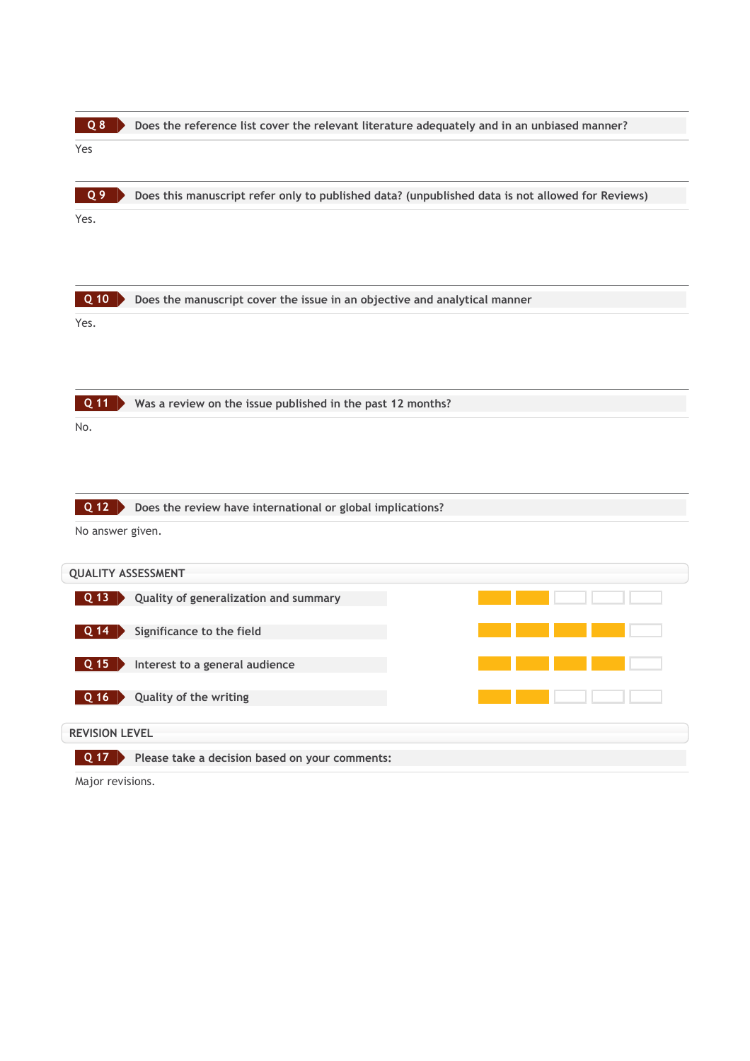**Q 8** Does the reference list cover the relevant literature adequately and in an unbiased manner?

Yes

**Q 9** Does this manuscript refer only to published data? (unpublished data is not allowed for Reviews)

Yes.

**Q 10** Does the manuscript cover the issue in an objective and analytical manner

Yes.

**Q 11** Was a review on the issue published in the past 12 months?

No.

**Q 12** Does the review have international or global implications?

No answer given.

## QUALITY ASSESSMENT

**Q 13** Quality of generalization and summary

**Q 14** Significance to the field

**Q 15** Interest to a general audience

**Q 16** Quality of the writing

## REVISION LEVEL

**Q 17** Please take a decision based on your comments:

Major revisions.